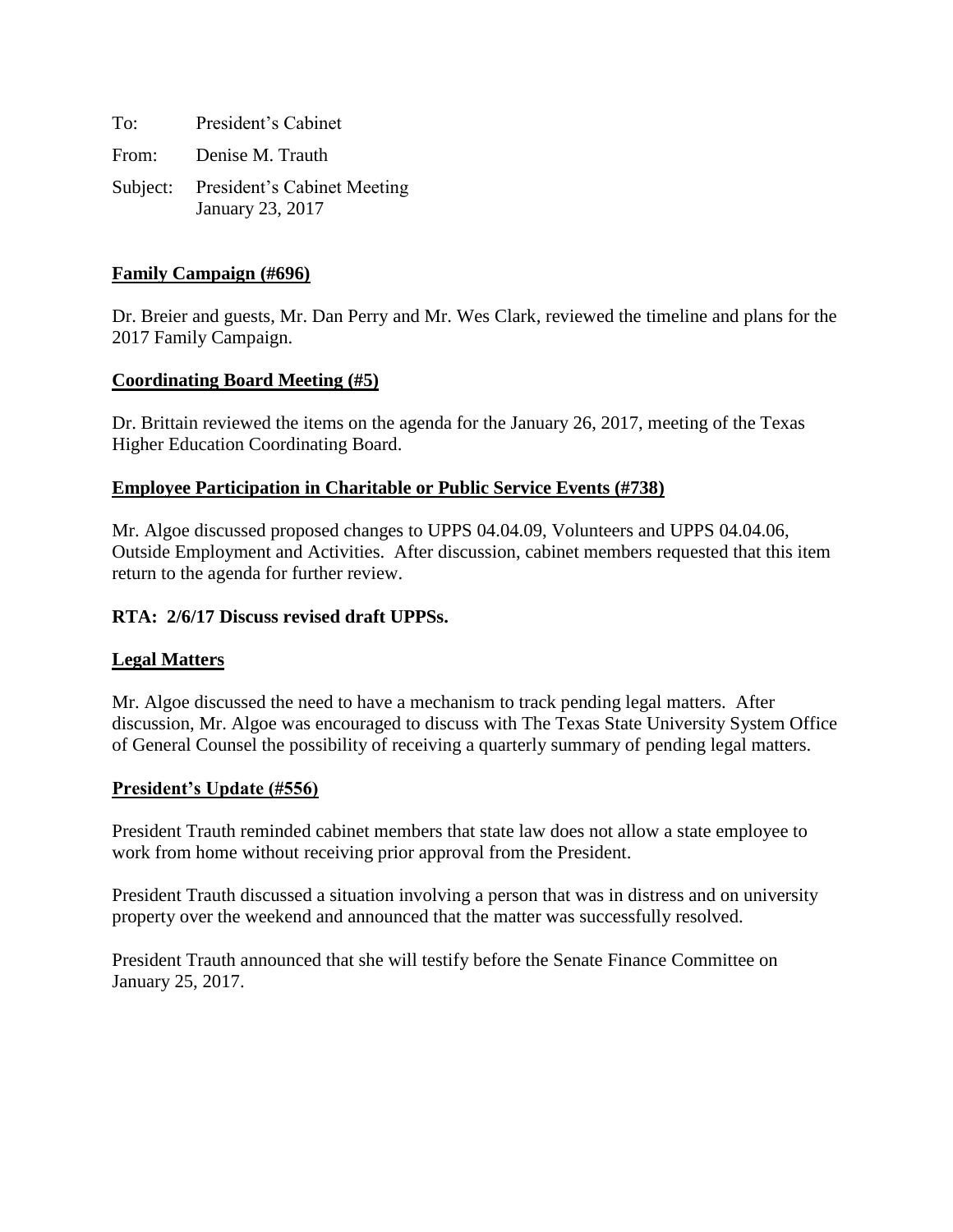To: President's Cabinet

From: Denise M. Trauth

Subject: President's Cabinet Meeting
January 23, 2017

**Family Campaign (#696)**

Dr. Breier and guests, Mr. Dan Perry and Mr. Wes Clark, reviewed the timeline and plans for the 2017 Family Campaign.

**Coordinating Board Meeting (#5)**

Dr. Brittain reviewed the items on the agenda for the January 26, 2017, meeting of the Texas Higher Education Coordinating Board.

**Employee Participation in Charitable or Public Service Events (#738)**

Mr. Algoe discussed proposed changes to UPPS 04.04.09, Volunteers and UPPS 04.04.06, Outside Employment and Activities. After discussion, cabinet members requested that this item return to the agenda for further review.

**RTA: 2/6/17 Discuss revised draft UPPSs.**

**Legal Matters**

Mr. Algoe discussed the need to have a mechanism to track pending legal matters. After discussion, Mr. Algoe was encouraged to discuss with The Texas State University System Office of General Counsel the possibility of receiving a quarterly summary of pending legal matters.

**President's Update (#556)**

President Trauth reminded cabinet members that state law does not allow a state employee to work from home without receiving prior approval from the President.

President Trauth discussed a situation involving a person that was in distress and on university property over the weekend and announced that the matter was successfully resolved.

President Trauth announced that she will testify before the Senate Finance Committee on January 25, 2017.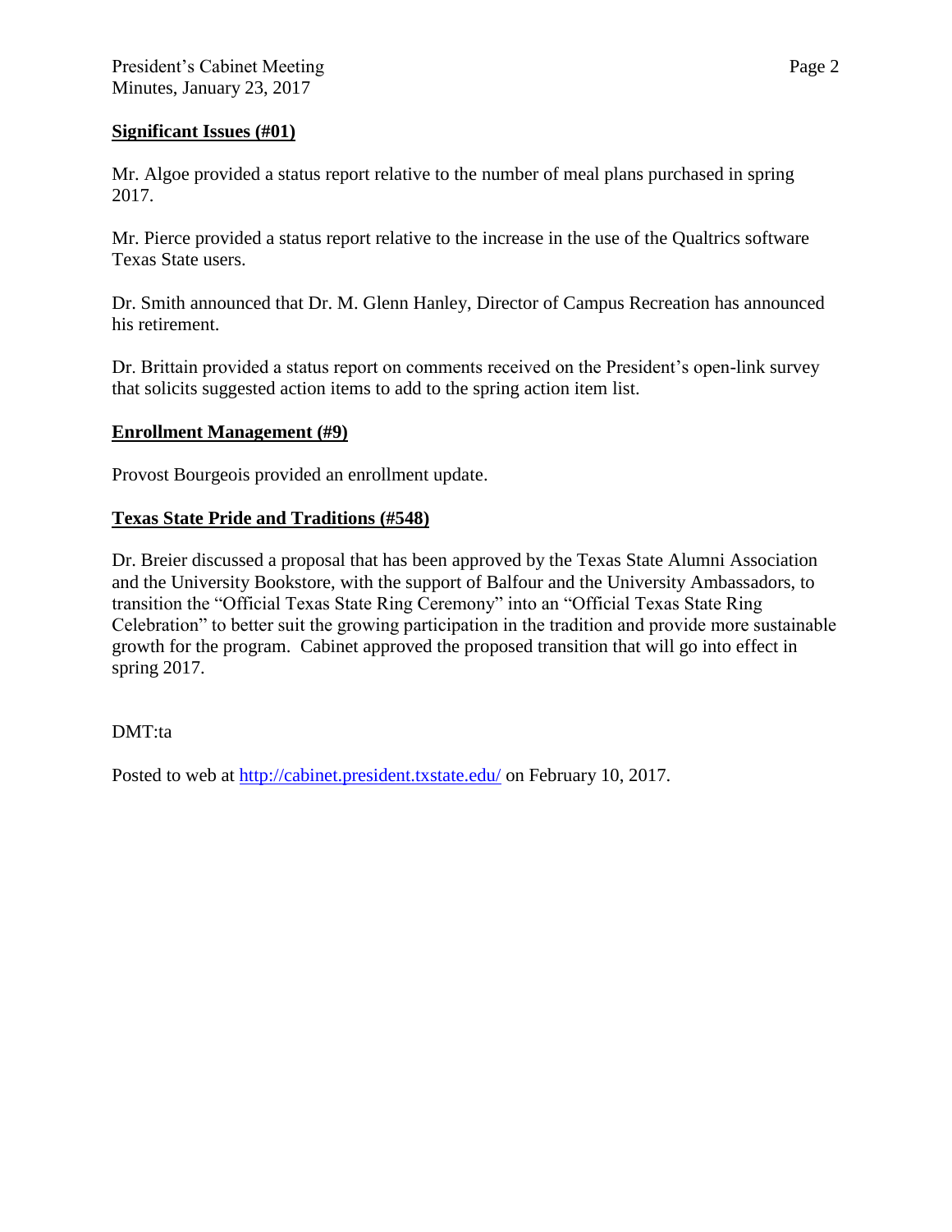**Significant Issues (#01)**

Mr. Algoe provided a status report relative to the number of meal plans purchased in spring 2017.

Mr. Pierce provided a status report relative to the increase in the use of the Qualtrics software Texas State users.

Dr. Smith announced that Dr. M. Glenn Hanley, Director of Campus Recreation has announced his retirement.

Dr. Brittain provided a status report on comments received on the President's open-link survey that solicits suggested action items to add to the spring action item list.

**Enrollment Management (#9)**

Provost Bourgeois provided an enrollment update.

**Texas State Pride and Traditions (#548)**

Dr. Breier discussed a proposal that has been approved by the Texas State Alumni Association and the University Bookstore, with the support of Balfour and the University Ambassadors, to transition the "Official Texas State Ring Ceremony" into an "Official Texas State Ring Celebration" to better suit the growing participation in the tradition and provide more sustainable growth for the program. Cabinet approved the proposed transition that will go into effect in spring 2017.

DMT:ta

Posted to web at http://cabinet.president.txstate.edu/ on February 10, 2017.